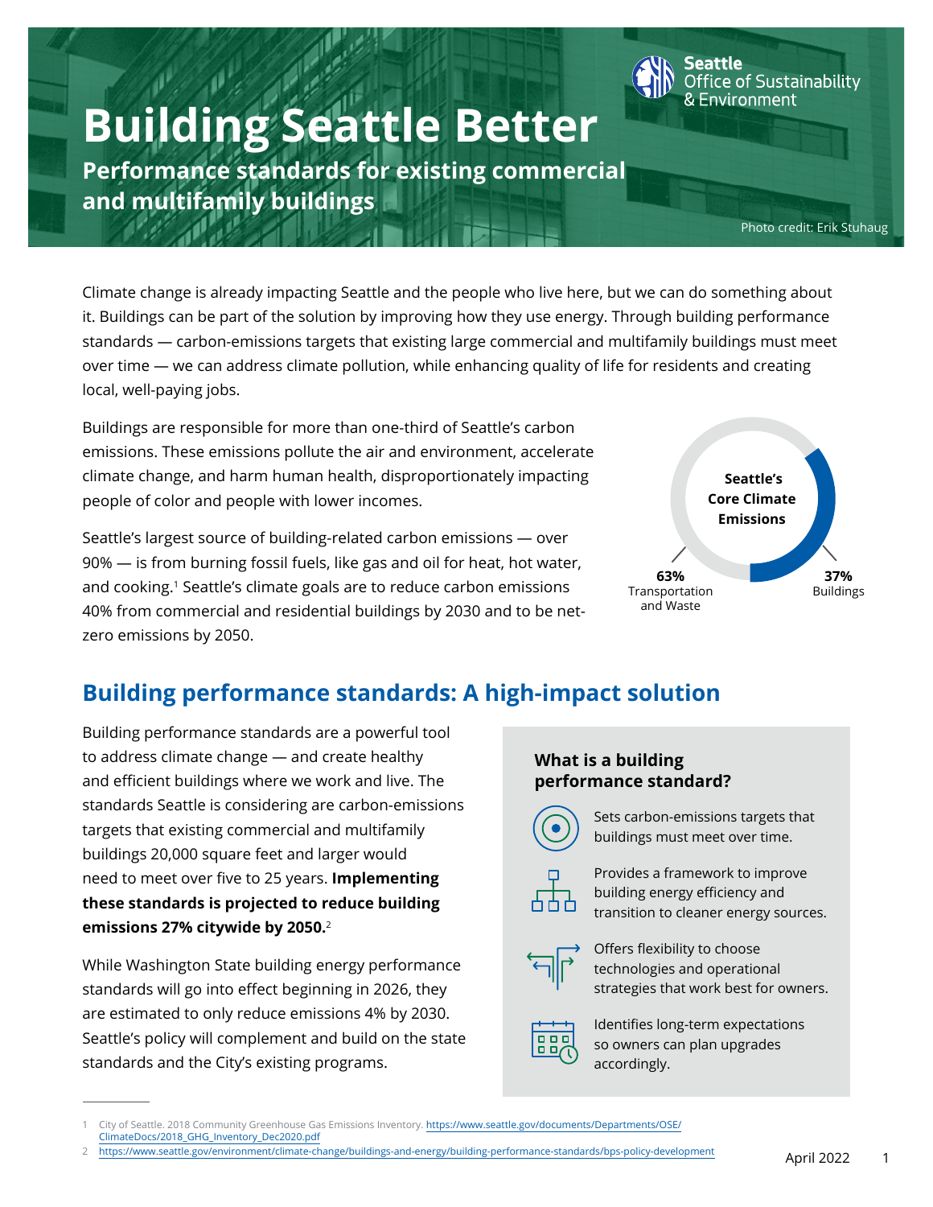Seattle Office of Sustainability & Environment

# Building Seattle Better

## Performance standards for existing commercial and multifamily buildings

Photo credit: Erik Stuhaug

Climate change is already impacting Seattle and the people who live here, but we can do something about it. Buildings can be part of the solution by improving how they use energy. Through building performance standards — carbon-emissions targets that existing large commercial and multifamily buildings must meet over time — we can address climate pollution, while enhancing quality of life for residents and creating local, well-paying jobs.

Buildings are responsible for more than one-third of Seattle's carbon emissions. These emissions pollute the air and environment, accelerate climate change, and harm human health, disproportionately impacting people of color and people with lower incomes.

Seattle's largest source of building-related carbon emissions — over 90% — is from burning fossil fuels, like gas and oil for heat, hot water, and cooking.[1] Seattle's climate goals are to reduce carbon emissions 40% from commercial and residential buildings by 2030 and to be net-zero emissions by 2050.

**Seattle's Core Climate Emissions**

- **63%** Transportation and Waste
- **37%** Buildings

## Building performance standards: A high-impact solution

Building performance standards are a powerful tool to address climate change — and create healthy and efficient buildings where we work and live. The standards Seattle is considering are carbon-emissions targets that existing commercial and multifamily buildings 20,000 square feet and larger would need to meet over five to 25 years. **Implementing these standards is projected to reduce building emissions 27% citywide by 2050.**[2]

While Washington State building energy performance standards will go into effect beginning in 2026, they are estimated to only reduce emissions 4% by 2030. Seattle's policy will complement and build on the state standards and the City's existing programs.

### What is a building performance standard?

- Sets carbon-emissions targets that buildings must meet over time.
- Provides a framework to improve building energy efficiency and transition to cleaner energy sources.
- Offers flexibility to choose technologies and operational strategies that work best for owners.
- Identifies long-term expectations so owners can plan upgrades accordingly.

---

1 City of Seattle. 2018 Community Greenhouse Gas Emissions Inventory. https://www.seattle.gov/documents/Departments/OSE/ClimateDocs/2018_GHG_Inventory_Dec2020.pdf

2 https://www.seattle.gov/environment/climate-change/buildings-and-energy/building-performance-standards/bps-policy-development

April 2022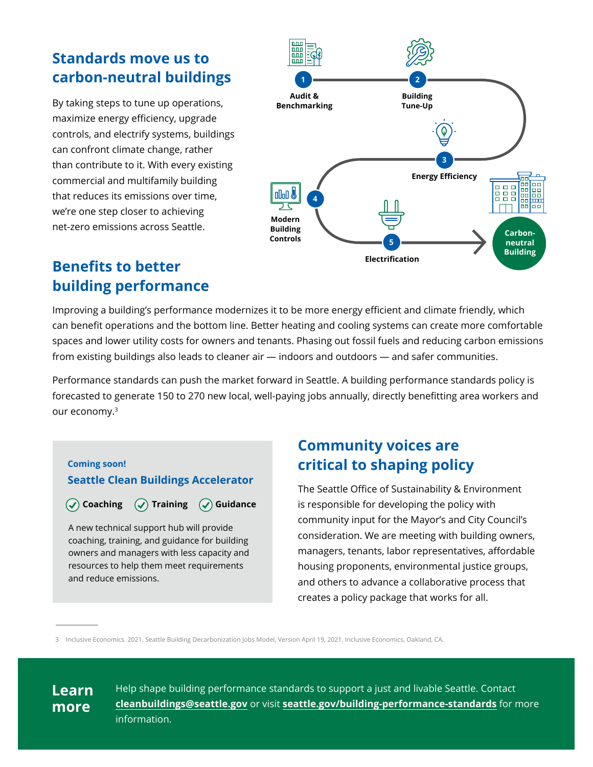## Standards move us to carbon-neutral buildings

By taking steps to tune up operations, maximize energy efficiency, upgrade controls, and electrify systems, buildings can confront climate change, rather than contribute to it. With every existing commercial and multifamily building that reduces its emissions over time, we're one step closer to achieving net-zero emissions across Seattle.

1 Audit & Benchmarking

2 Building Tune-Up

3 Energy Efficiency

4 Modern Building Controls

5 Electrification

Carbon-neutral Building

## Benefits to better building performance

Improving a building's performance modernizes it to be more energy efficient and climate friendly, which can benefit operations and the bottom line. Better heating and cooling systems can create more comfortable spaces and lower utility costs for owners and tenants. Phasing out fossil fuels and reducing carbon emissions from existing buildings also leads to cleaner air — indoors and outdoors — and safer communities.

Performance standards can push the market forward in Seattle. A building performance standards policy is forecasted to generate 150 to 270 new local, well-paying jobs annually, directly benefitting area workers and our economy.[3]

**Coming soon!**

### Seattle Clean Buildings Accelerator

✓ Coaching ✓ Training ✓ Guidance

A new technical support hub will provide coaching, training, and guidance for building owners and managers with less capacity and resources to help them meet requirements and reduce emissions.

## Community voices are critical to shaping policy

The Seattle Office of Sustainability & Environment is responsible for developing the policy with community input for the Mayor's and City Council's consideration. We are meeting with building owners, managers, tenants, labor representatives, affordable housing proponents, environmental justice groups, and others to advance a collaborative process that creates a policy package that works for all.

3 Inclusive Economics. 2021. Seattle Building Decarbonization Jobs Model, Version April 19, 2021. Inclusive Economics, Oakland, CA.

**Learn more**

Help shape building performance standards to support a just and livable Seattle. Contact **cleanbuildings@seattle.gov** or visit **seattle.gov/building-performance-standards** for more information.